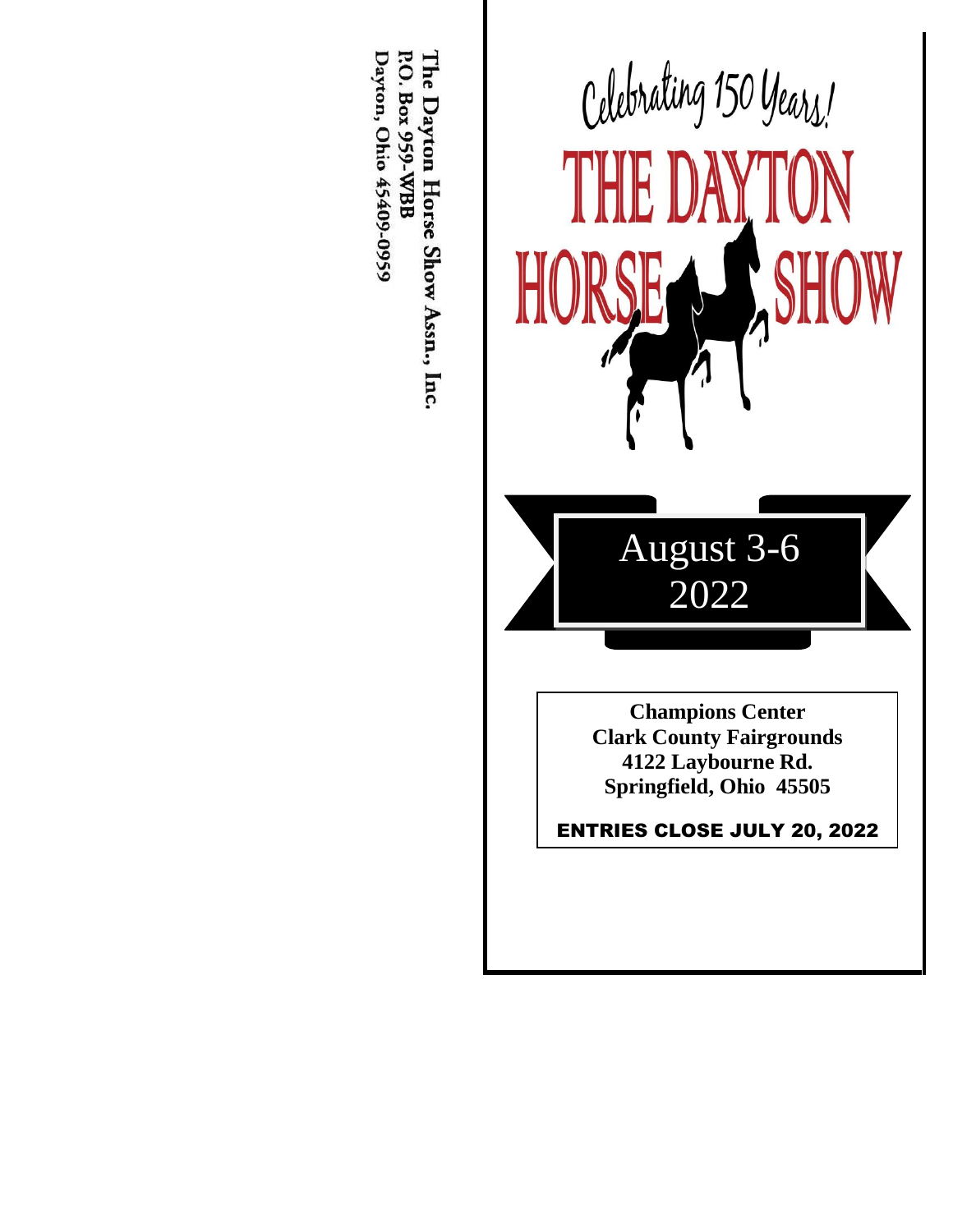The Dayton Horse Show Assn., Inc.
P.O. Box 959-WBB
Dayton, Ohio 45409-0959

*Celebrating 150 Years!*

# THE DAYTON HORSE SHOW

## August 3-6 2022

**Champions Center**
**Clark County Fairgrounds**
**4122 Laybourne Rd.**
**Springfield, Ohio 45505**

**ENTRIES CLOSE JULY 20, 2022**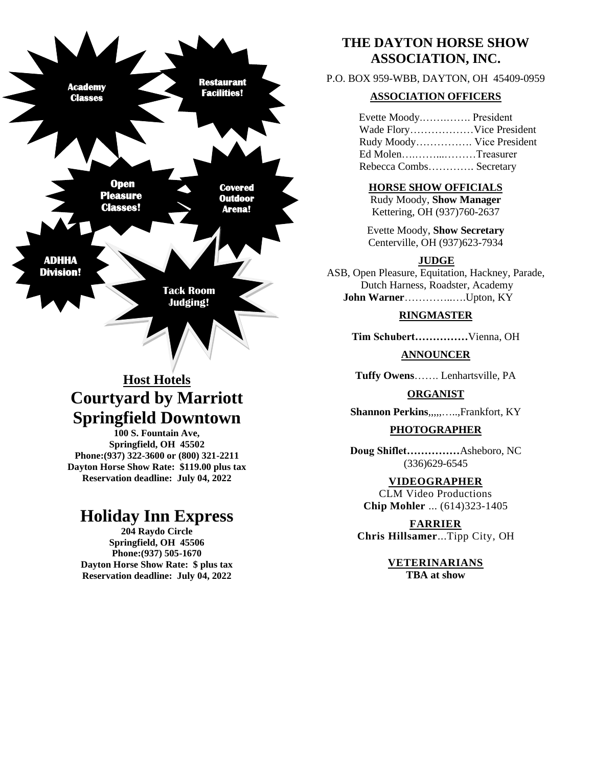**Academy Classes**

**Restaurant Facilities!**

**Open Pleasure Classes!**

**Covered Outdoor Arena!**

**ADHHA Division!**

**Tack Room Judging!**

## Host Hotels

## Courtyard by Marriott Springfield Downtown

**100 S. Fountain Ave,**
**Springfield, OH 45502**
**Phone:(937) 322-3600 or (800) 321-2211**
**Dayton Horse Show Rate: $119.00 plus tax**
**Reservation deadline: July 04, 2022**

## Holiday Inn Express

**204 Raydo Circle**
**Springfield, OH 45506**
**Phone:(937) 505-1670**
**Dayton Horse Show Rate: $ plus tax**
**Reservation deadline: July 04, 2022**

# THE DAYTON HORSE SHOW ASSOCIATION, INC.

P.O. BOX 959-WBB, DAYTON, OH 45409-0959

### ASSOCIATION OFFICERS

Evette Moody……….…. President
Wade Flory………………Vice President
Rudy Moody……………. Vice President
Ed Molen….……...………Treasurer
Rebecca Combs…………. Secretary

### HORSE SHOW OFFICIALS

Rudy Moody, **Show Manager**
Kettering, OH (937)760-2637

Evette Moody, **Show Secretary**
Centerville, OH (937)623-7934

### JUDGE

ASB, Open Pleasure, Equitation, Hackney, Parade, Dutch Harness, Roadster, Academy
**John Warner**…………..….Upton, KY

### RINGMASTER

**Tim Schubert……………**Vienna, OH

### ANNOUNCER

**Tuffy Owens**……. Lenhartsville, PA

### ORGANIST

**Shannon Perkins**,,,,,…..,Frankfort, KY

### PHOTOGRAPHER

**Doug Shiflet……………**Asheboro, NC
(336)629-6545

### VIDEOGRAPHER

CLM Video Productions
**Chip Mohler** ... (614)323-1405

### FARRIER

**Chris Hillsamer**...Tipp City, OH

### VETERINARIANS

**TBA at show**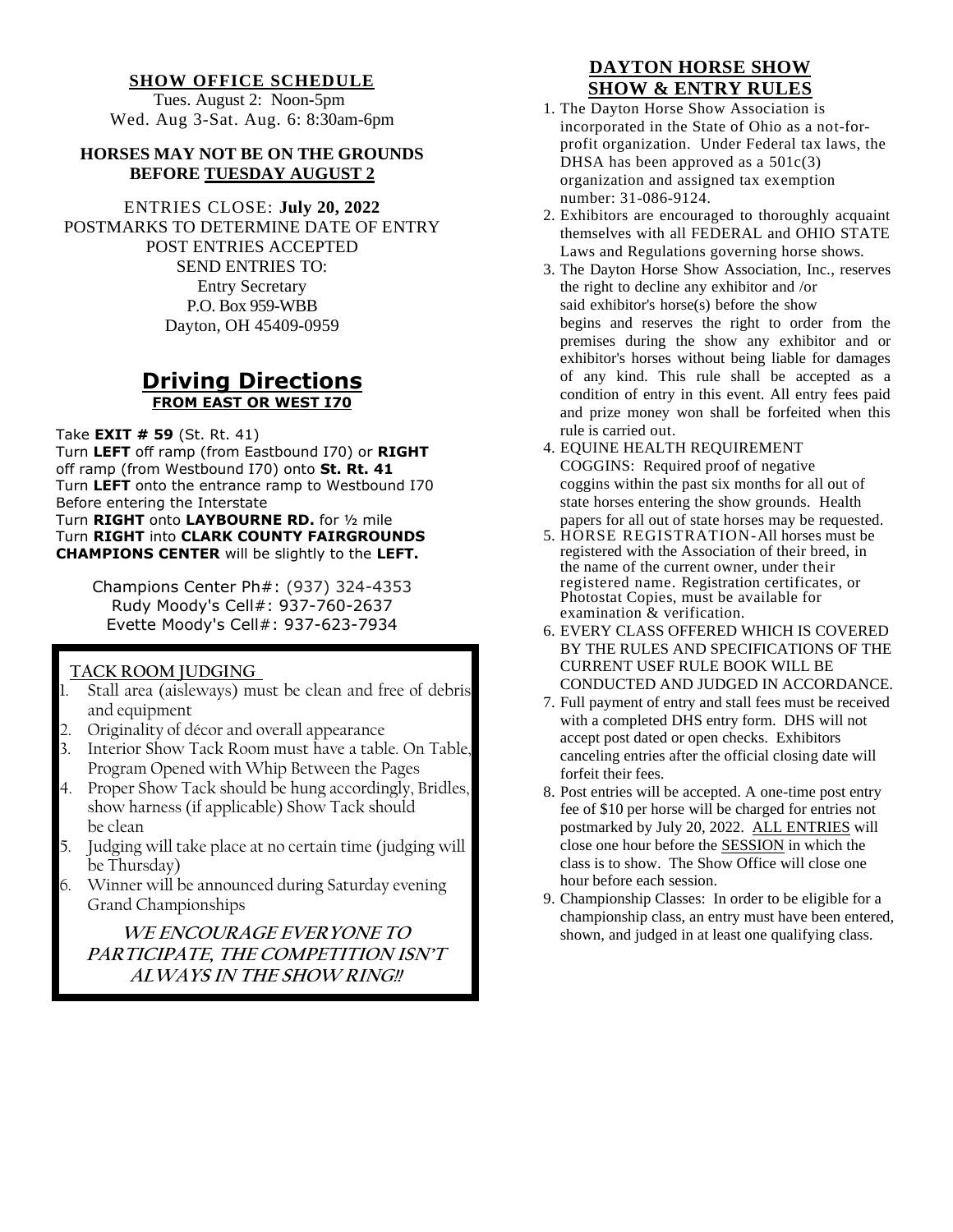## SHOW OFFICE SCHEDULE

Tues. August 2: Noon-5pm
Wed. Aug 3-Sat. Aug. 6: 8:30am-6pm

**HORSES MAY NOT BE ON THE GROUNDS BEFORE TUESDAY AUGUST 2**

ENTRIES CLOSE: **July 20, 2022**
POSTMARKS TO DETERMINE DATE OF ENTRY
POST ENTRIES ACCEPTED
SEND ENTRIES TO:
Entry Secretary
P.O. Box 959-WBB
Dayton, OH 45409-0959

## Driving Directions

**FROM EAST OR WEST I70**

Take **EXIT # 59** (St. Rt. 41)
Turn **LEFT** off ramp (from Eastbound I70) or **RIGHT** off ramp (from Westbound I70) onto **St. Rt. 41**
Turn **LEFT** onto the entrance ramp to Westbound I70 Before entering the Interstate
Turn **RIGHT** onto **LAYBOURNE RD.** for ½ mile
Turn **RIGHT** into **CLARK COUNTY FAIRGROUNDS CHAMPIONS CENTER** will be slightly to the **LEFT.**

Champions Center Ph#: (937) 324-4353
Rudy Moody's Cell#: 937-760-2637
Evette Moody's Cell#: 937-623-7934

### TACK ROOM JUDGING

1. Stall area (aisleways) must be clean and free of debris and equipment
2. Originality of décor and overall appearance
3. Interior Show Tack Room must have a table. On Table, Program Opened with Whip Between the Pages
4. Proper Show Tack should be hung accordingly, Bridles, show harness (if applicable) Show Tack should be clean
5. Judging will take place at no certain time (judging will be Thursday)
6. Winner will be announced during Saturday evening Grand Championships

***WE ENCOURAGE EVERYONE TO PARTICIPATE, THE COMPETITION ISN'T ALWAYS IN THE SHOW RING!!***

## DAYTON HORSE SHOW SHOW & ENTRY RULES

1. The Dayton Horse Show Association is incorporated in the State of Ohio as a not-for-profit organization. Under Federal tax laws, the DHSA has been approved as a 501c(3) organization and assigned tax exemption number: 31-086-9124.
2. Exhibitors are encouraged to thoroughly acquaint themselves with all FEDERAL and OHIO STATE Laws and Regulations governing horse shows.
3. The Dayton Horse Show Association, Inc., reserves the right to decline any exhibitor and /or said exhibitor's horse(s) before the show begins and reserves the right to order from the premises during the show any exhibitor and or exhibitor's horses without being liable for damages of any kind. This rule shall be accepted as a condition of entry in this event. All entry fees paid and prize money won shall be forfeited when this rule is carried out.
4. EQUINE HEALTH REQUIREMENT
   COGGINS: Required proof of negative coggins within the past six months for all out of state horses entering the show grounds. Health papers for all out of state horses may be requested.
5. HORSE REGISTRATION-All horses must be registered with the Association of their breed, in the name of the current owner, under their registered name. Registration certificates, or Photostat Copies, must be available for examination & verification.
6. EVERY CLASS OFFERED WHICH IS COVERED BY THE RULES AND SPECIFICATIONS OF THE CURRENT USEF RULE BOOK WILL BE CONDUCTED AND JUDGED IN ACCORDANCE.
7. Full payment of entry and stall fees must be received with a completed DHS entry form. DHS will not accept post dated or open checks. Exhibitors canceling entries after the official closing date will forfeit their fees.
8. Post entries will be accepted. A one-time post entry fee of $10 per horse will be charged for entries not postmarked by July 20, 2022. ALL ENTRIES will close one hour before the SESSION in which the class is to show. The Show Office will close one hour before each session.
9. Championship Classes: In order to be eligible for a championship class, an entry must have been entered, shown, and judged in at least one qualifying class.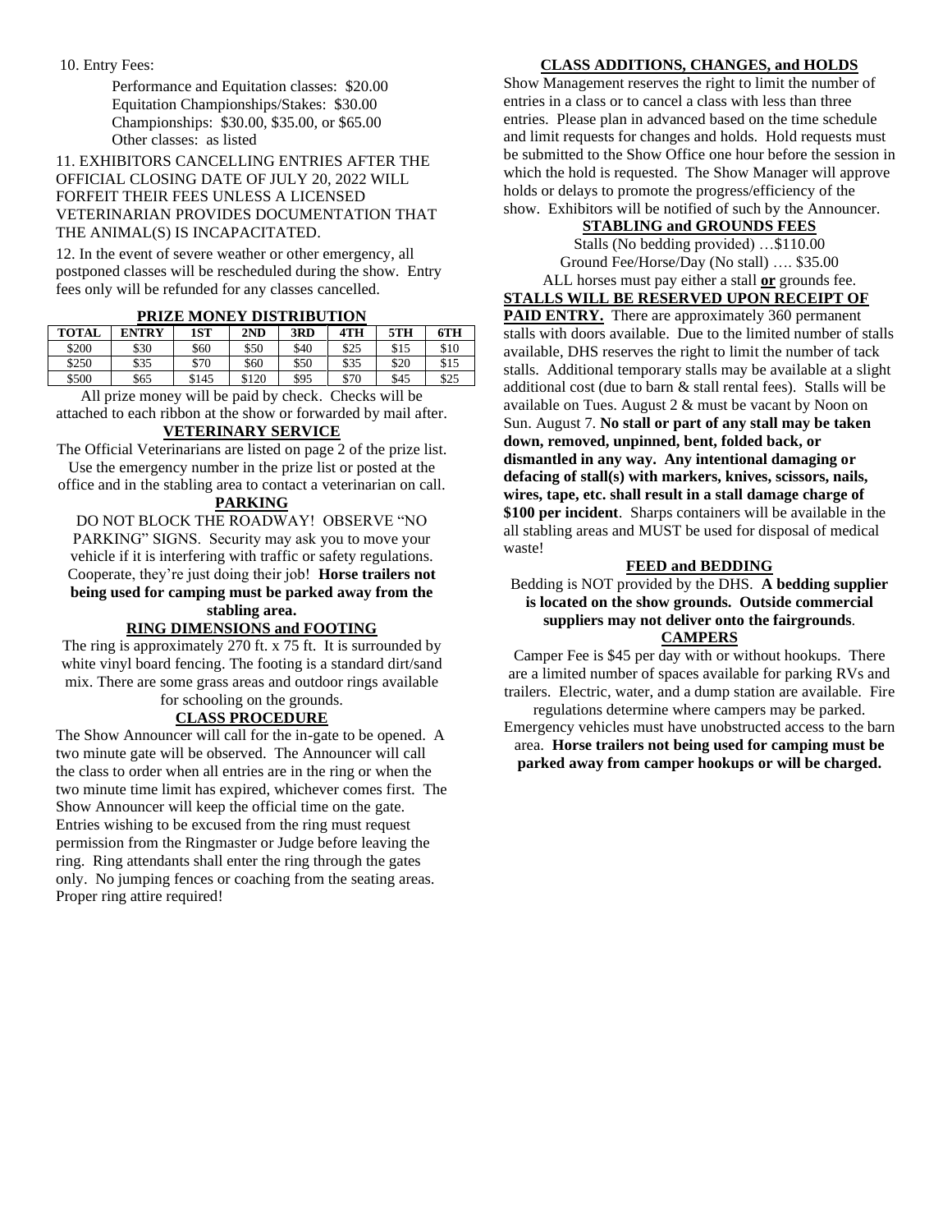10. Entry Fees:

Performance and Equitation classes: $20.00
Equitation Championships/Stakes: $30.00
Championships: $30.00, $35.00, or $65.00
Other classes: as listed

11. EXHIBITORS CANCELLING ENTRIES AFTER THE OFFICIAL CLOSING DATE OF JULY 20, 2022 WILL FORFEIT THEIR FEES UNLESS A LICENSED VETERINARIAN PROVIDES DOCUMENTATION THAT THE ANIMAL(S) IS INCAPACITATED.

12. In the event of severe weather or other emergency, all postponed classes will be rescheduled during the show. Entry fees only will be refunded for any classes cancelled.

## PRIZE MONEY DISTRIBUTION

| TOTAL | ENTRY | 1ST | 2ND | 3RD | 4TH | 5TH | 6TH |
|---|---|---|---|---|---|---|---|
| $200 | $30 | $60 | $50 | $40 | $25 | $15 | $10 |
| $250 | $35 | $70 | $60 | $50 | $35 | $20 | $15 |
| $500 | $65 | $145 | $120 | $95 | $70 | $45 | $25 |

All prize money will be paid by check. Checks will be attached to each ribbon at the show or forwarded by mail after.

## VETERINARY SERVICE

The Official Veterinarians are listed on page 2 of the prize list. Use the emergency number in the prize list or posted at the office and in the stabling area to contact a veterinarian on call.

## PARKING

DO NOT BLOCK THE ROADWAY! OBSERVE "NO PARKING" SIGNS. Security may ask you to move your vehicle if it is interfering with traffic or safety regulations. Cooperate, they're just doing their job! **Horse trailers not being used for camping must be parked away from the stabling area.**

## RING DIMENSIONS and FOOTING

The ring is approximately 270 ft. x 75 ft. It is surrounded by white vinyl board fencing. The footing is a standard dirt/sand mix. There are some grass areas and outdoor rings available for schooling on the grounds.

## CLASS PROCEDURE

The Show Announcer will call for the in-gate to be opened. A two minute gate will be observed. The Announcer will call the class to order when all entries are in the ring or when the two minute time limit has expired, whichever comes first. The Show Announcer will keep the official time on the gate. Entries wishing to be excused from the ring must request permission from the Ringmaster or Judge before leaving the ring. Ring attendants shall enter the ring through the gates only. No jumping fences or coaching from the seating areas. Proper ring attire required!

## CLASS ADDITIONS, CHANGES, and HOLDS

Show Management reserves the right to limit the number of entries in a class or to cancel a class with less than three entries. Please plan in advanced based on the time schedule and limit requests for changes and holds. Hold requests must be submitted to the Show Office one hour before the session in which the hold is requested. The Show Manager will approve holds or delays to promote the progress/efficiency of the show. Exhibitors will be notified of such by the Announcer.

## STABLING and GROUNDS FEES

Stalls (No bedding provided) …$110.00
Ground Fee/Horse/Day (No stall) …. $35.00
ALL horses must pay either a stall **or** grounds fee.

**STALLS WILL BE RESERVED UPON RECEIPT OF PAID ENTRY.** There are approximately 360 permanent stalls with doors available. Due to the limited number of stalls available, DHS reserves the right to limit the number of tack stalls. Additional temporary stalls may be available at a slight additional cost (due to barn & stall rental fees). Stalls will be available on Tues. August 2 & must be vacant by Noon on Sun. August 7. **No stall or part of any stall may be taken down, removed, unpinned, bent, folded back, or dismantled in any way. Any intentional damaging or defacing of stall(s) with markers, knives, scissors, nails, wires, tape, etc. shall result in a stall damage charge of $100 per incident**. Sharps containers will be available in the all stabling areas and MUST be used for disposal of medical waste!

## FEED and BEDDING

Bedding is NOT provided by the DHS. **A bedding supplier is located on the show grounds. Outside commercial suppliers may not deliver onto the fairgrounds**.

## CAMPERS

Camper Fee is $45 per day with or without hookups. There are a limited number of spaces available for parking RVs and trailers. Electric, water, and a dump station are available. Fire regulations determine where campers may be parked. Emergency vehicles must have unobstructed access to the barn area. **Horse trailers not being used for camping must be parked away from camper hookups or will be charged.**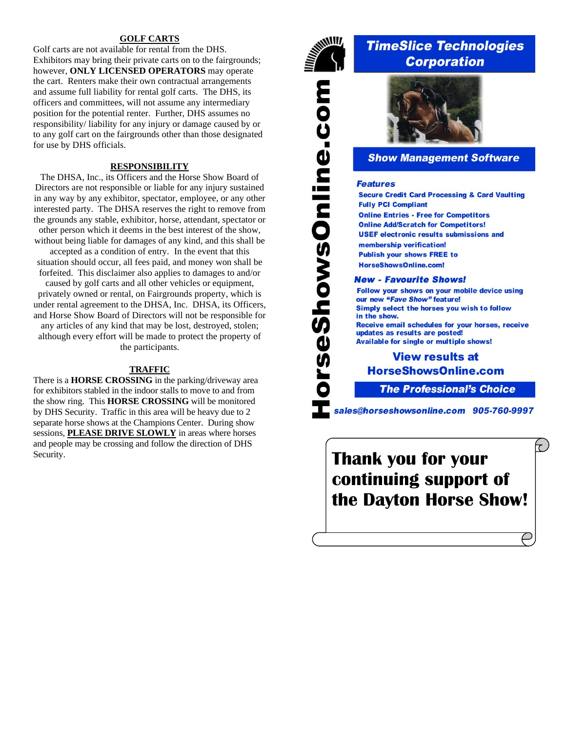## GOLF CARTS

Golf carts are not available for rental from the DHS. Exhibitors may bring their private carts on to the fairgrounds; however, **ONLY LICENSED OPERATORS** may operate the cart. Renters make their own contractual arrangements and assume full liability for rental golf carts. The DHS, its officers and committees, will not assume any intermediary position for the potential renter. Further, DHS assumes no responsibility/ liability for any injury or damage caused by or to any golf cart on the fairgrounds other than those designated for use by DHS officials.

## RESPONSIBILITY

The DHSA, Inc., its Officers and the Horse Show Board of Directors are not responsible or liable for any injury sustained in any way by any exhibitor, spectator, employee, or any other interested party. The DHSA reserves the right to remove from the grounds any stable, exhibitor, horse, attendant, spectator or other person which it deems in the best interest of the show, without being liable for damages of any kind, and this shall be accepted as a condition of entry. In the event that this situation should occur, all fees paid, and money won shall be forfeited. This disclaimer also applies to damages to and/or caused by golf carts and all other vehicles or equipment, privately owned or rental, on Fairgrounds property, which is under rental agreement to the DHSA, Inc. DHSA, its Officers, and Horse Show Board of Directors will not be responsible for any articles of any kind that may be lost, destroyed, stolen; although every effort will be made to protect the property of the participants.

## TRAFFIC

There is a **HORSE CROSSING** in the parking/driveway area for exhibitors stabled in the indoor stalls to move to and from the show ring. This **HORSE CROSSING** will be monitored by DHS Security. Traffic in this area will be heavy due to 2 separate horse shows at the Champions Center. During show sessions, **PLEASE DRIVE SLOWLY** in areas where horses and people may be crossing and follow the direction of DHS Security.

**HorseShowsOnline.com**

**TimeSlice Technologies Corporation**

**Show Management Software**

***Features***

**Secure Credit Card Processing & Card Vaulting**
**Fully PCI Compliant**
**Online Entries - Free for Competitors**
**Online Add/Scratch for Competitors!**
**USEF electronic results submissions and membership verification!**
**Publish your shows FREE to HorseShowsOnline.com!**

***New - Favourite Shows!***

**Follow your shows on your mobile device using our new *"Fave Show"* feature!**
**Simply select the horses you wish to follow in the show.**
**Receive email schedules for your horses, receive updates as results are posted!**
**Available for single or multiple shows!**

**View results at HorseShowsOnline.com**

***The Professional's Choice***

***sales@horseshowsonline.com 905-760-9997***

**Thank you for your continuing support of the Dayton Horse Show!**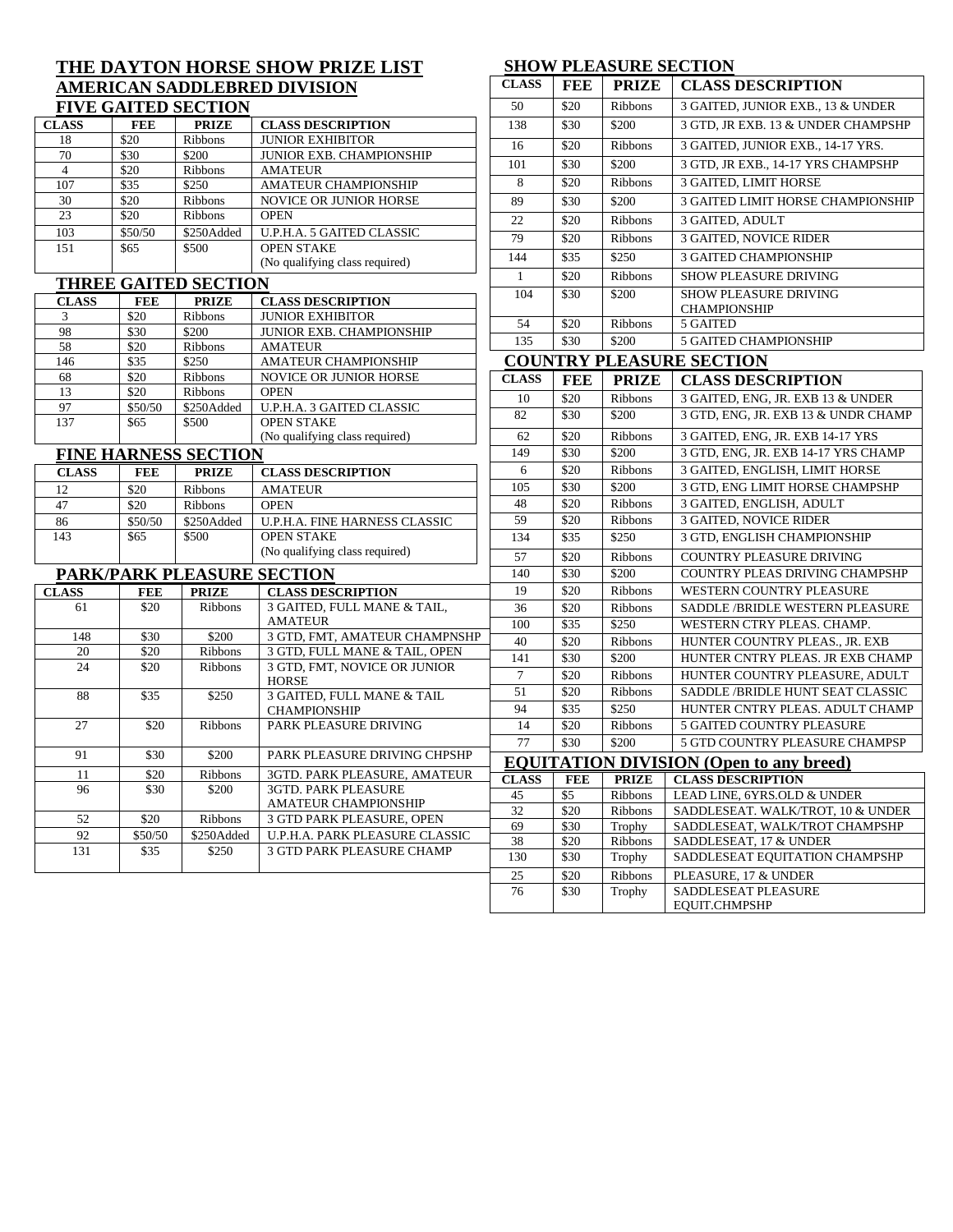# THE DAYTON HORSE SHOW PRIZE LIST

## AMERICAN SADDLEBRED DIVISION

### FIVE GAITED SECTION

| CLASS | FEE | PRIZE | CLASS DESCRIPTION |
|---|---|---|---|
| 18 | $20 | Ribbons | JUNIOR EXHIBITOR |
| 70 | $30 | $200 | JUNIOR EXB. CHAMPIONSHIP |
| 4 | $20 | Ribbons | AMATEUR |
| 107 | $35 | $250 | AMATEUR CHAMPIONSHIP |
| 30 | $20 | Ribbons | NOVICE OR JUNIOR HORSE |
| 23 | $20 | Ribbons | OPEN |
| 103 | $50/50 | $250Added | U.P.H.A. 5 GAITED CLASSIC |
| 151 | $65 | $500 | OPEN STAKE (No qualifying class required) |

### THREE GAITED SECTION

| CLASS | FEE | PRIZE | CLASS DESCRIPTION |
|---|---|---|---|
| 3 | $20 | Ribbons | JUNIOR EXHIBITOR |
| 98 | $30 | $200 | JUNIOR EXB. CHAMPIONSHIP |
| 58 | $20 | Ribbons | AMATEUR |
| 146 | $35 | $250 | AMATEUR CHAMPIONSHIP |
| 68 | $20 | Ribbons | NOVICE OR JUNIOR HORSE |
| 13 | $20 | Ribbons | OPEN |
| 97 | $50/50 | $250Added | U.P.H.A. 3 GAITED CLASSIC |
| 137 | $65 | $500 | OPEN STAKE (No qualifying class required) |

### FINE HARNESS SECTION

| CLASS | FEE | PRIZE | CLASS DESCRIPTION |
|---|---|---|---|
| 12 | $20 | Ribbons | AMATEUR |
| 47 | $20 | Ribbons | OPEN |
| 86 | $50/50 | $250Added | U.P.H.A. FINE HARNESS CLASSIC |
| 143 | $65 | $500 | OPEN STAKE (No qualifying class required) |

### PARK/PARK PLEASURE SECTION

| CLASS | FEE | PRIZE | CLASS DESCRIPTION |
|---|---|---|---|
| 61 | $20 | Ribbons | 3 GAITED, FULL MANE & TAIL, AMATEUR |
| 148 | $30 | $200 | 3 GTD, FMT, AMATEUR CHAMPNSHP |
| 20 | $20 | Ribbons | 3 GTD, FULL MANE & TAIL, OPEN |
| 24 | $20 | Ribbons | 3 GTD, FMT, NOVICE OR JUNIOR HORSE |
| 88 | $35 | $250 | 3 GAITED, FULL MANE & TAIL CHAMPIONSHIP |
| 27 | $20 | Ribbons | PARK PLEASURE DRIVING |
| 91 | $30 | $200 | PARK PLEASURE DRIVING CHPSHP |
| 11 | $20 | Ribbons | 3GTD. PARK PLEASURE, AMATEUR |
| 96 | $30 | $200 | 3GTD. PARK PLEASURE AMATEUR CHAMPIONSHIP |
| 52 | $20 | Ribbons | 3 GTD PARK PLEASURE, OPEN |
| 92 | $50/50 | $250Added | U.P.H.A. PARK PLEASURE CLASSIC |
| 131 | $35 | $250 | 3 GTD PARK PLEASURE CHAMP |

### SHOW PLEASURE SECTION

| CLASS | FEE | PRIZE | CLASS DESCRIPTION |
|---|---|---|---|
| 50 | $20 | Ribbons | 3 GAITED, JUNIOR EXB., 13 & UNDER |
| 138 | $30 | $200 | 3 GTD, JR EXB. 13 & UNDER CHAMPSHP |
| 16 | $20 | Ribbons | 3 GAITED, JUNIOR EXB., 14-17 YRS. |
| 101 | $30 | $200 | 3 GTD, JR EXB., 14-17 YRS CHAMPSHP |
| 8 | $20 | Ribbons | 3 GAITED, LIMIT HORSE |
| 89 | $30 | $200 | 3 GAITED LIMIT HORSE CHAMPIONSHIP |
| 22 | $20 | Ribbons | 3 GAITED, ADULT |
| 79 | $20 | Ribbons | 3 GAITED, NOVICE RIDER |
| 144 | $35 | $250 | 3 GAITED CHAMPIONSHIP |
| 1 | $20 | Ribbons | SHOW PLEASURE DRIVING |
| 104 | $30 | $200 | SHOW PLEASURE DRIVING CHAMPIONSHIP |
| 54 | $20 | Ribbons | 5 GAITED |
| 135 | $30 | $200 | 5 GAITED CHAMPIONSHIP |

### COUNTRY PLEASURE SECTION

| CLASS | FEE | PRIZE | CLASS DESCRIPTION |
|---|---|---|---|
| 10 | $20 | Ribbons | 3 GAITED, ENG, JR. EXB 13 & UNDER |
| 82 | $30 | $200 | 3 GTD, ENG, JR. EXB 13 & UNDR CHAMP |
| 62 | $20 | Ribbons | 3 GAITED, ENG, JR. EXB 14-17 YRS |
| 149 | $30 | $200 | 3 GTD, ENG, JR. EXB 14-17 YRS CHAMP |
| 6 | $20 | Ribbons | 3 GAITED, ENGLISH, LIMIT HORSE |
| 105 | $30 | $200 | 3 GTD, ENG LIMIT HORSE CHAMPSHP |
| 48 | $20 | Ribbons | 3 GAITED, ENGLISH, ADULT |
| 59 | $20 | Ribbons | 3 GAITED, NOVICE RIDER |
| 134 | $35 | $250 | 3 GTD, ENGLISH CHAMPIONSHIP |
| 57 | $20 | Ribbons | COUNTRY PLEASURE DRIVING |
| 140 | $30 | $200 | COUNTRY PLEAS DRIVING CHAMPSHP |
| 19 | $20 | Ribbons | WESTERN COUNTRY PLEASURE |
| 36 | $20 | Ribbons | SADDLE /BRIDLE WESTERN PLEASURE |
| 100 | $35 | $250 | WESTERN CTRY PLEAS. CHAMP. |
| 40 | $20 | Ribbons | HUNTER COUNTRY PLEAS., JR. EXB |
| 141 | $30 | $200 | HUNTER CNTRY PLEAS. JR EXB CHAMP |
| 7 | $20 | Ribbons | HUNTER COUNTRY PLEASURE, ADULT |
| 51 | $20 | Ribbons | SADDLE /BRIDLE HUNT SEAT CLASSIC |
| 94 | $35 | $250 | HUNTER CNTRY PLEAS. ADULT CHAMP |
| 14 | $20 | Ribbons | 5 GAITED COUNTRY PLEASURE |
| 77 | $30 | $200 | 5 GTD COUNTRY PLEASURE CHAMPSP |

## EQUITATION DIVISION (Open to any breed)

| CLASS | FEE | PRIZE | CLASS DESCRIPTION |
|---|---|---|---|
| 45 | $5 | Ribbons | LEAD LINE, 6YRS.OLD & UNDER |
| 32 | $20 | Ribbons | SADDLESEAT. WALK/TROT, 10 & UNDER |
| 69 | $30 | Trophy | SADDLESEAT, WALK/TROT CHAMPSHP |
| 38 | $20 | Ribbons | SADDLESEAT, 17 & UNDER |
| 130 | $30 | Trophy | SADDLESEAT EQUITATION CHAMPSHP |
| 25 | $20 | Ribbons | PLEASURE, 17 & UNDER |
| 76 | $30 | Trophy | SADDLESEAT PLEASURE EQUIT.CHMPSHP |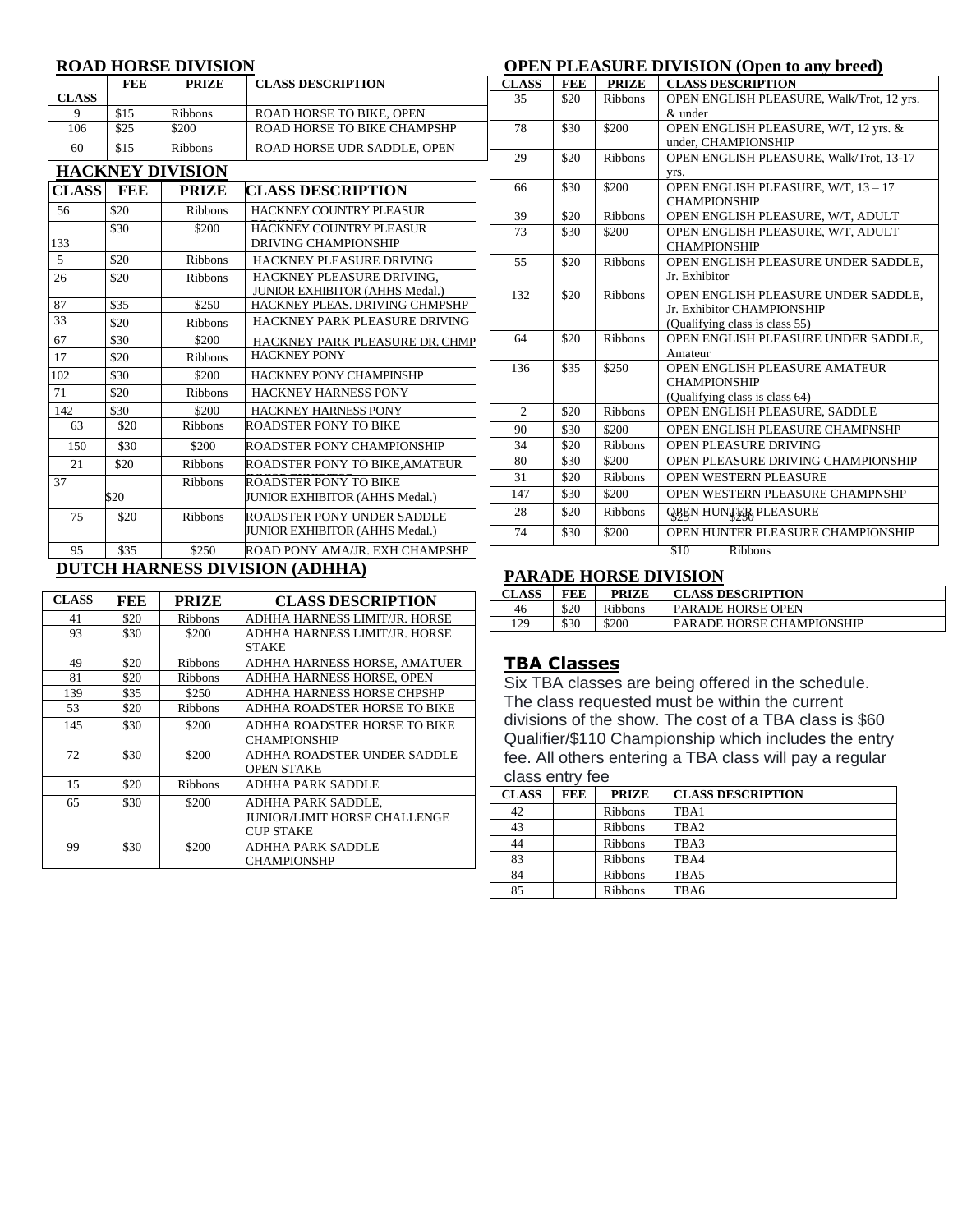## ROAD HORSE DIVISION

| CLASS | FEE | PRIZE | CLASS DESCRIPTION |
|---|---|---|---|
| 9 | $15 | Ribbons | ROAD HORSE TO BIKE, OPEN |
| 106 | $25 | $200 | ROAD HORSE TO BIKE CHAMPSHP |
| 60 | $15 | Ribbons | ROAD HORSE UDR SADDLE, OPEN |

## HACKNEY DIVISION

| CLASS | FEE | PRIZE | CLASS DESCRIPTION |
|---|---|---|---|
| 56 | $20 | Ribbons | HACKNEY COUNTRY PLEASUR |
| 133 | $30 | $200 | HACKNEY COUNTRY PLEASUR DRIVING CHAMPIONSHIP |
| 5 | $20 | Ribbons | HACKNEY PLEASURE DRIVING |
| 26 | $20 | Ribbons | HACKNEY PLEASURE DRIVING, JUNIOR EXHIBITOR (AHHS Medal.) |
| 87 | $35 | $250 | HACKNEY PLEAS. DRIVING CHMPSHP |
| 33 | $20 | Ribbons | HACKNEY PARK PLEASURE DRIVING |
| 67 | $30 | $200 | HACKNEY PARK PLEASURE DR. CHMP |
| 17 | $20 | Ribbons | HACKNEY PONY |
| 102 | $30 | $200 | HACKNEY PONY CHAMPINSHP |
| 71 | $20 | Ribbons | HACKNEY HARNESS PONY |
| 142 | $30 | $200 | HACKNEY HARNESS PONY |
| 63 | $20 | Ribbons | ROADSTER PONY TO BIKE |
| 150 | $30 | $200 | ROADSTER PONY CHAMPIONSHIP |
| 21 | $20 | Ribbons | ROADSTER PONY TO BIKE,AMATEUR |
| 37 | $20 | Ribbons | ROADSTER PONY TO BIKE JUNIOR EXHIBITOR (AHHS Medal.) |
| 75 | $20 | Ribbons | ROADSTER PONY UNDER SADDLE JUNIOR EXHIBITOR (AHHS Medal.) |
| 95 | $35 | $250 | ROAD PONY AMA/JR. EXH CHAMPSHP |

## DUTCH HARNESS DIVISION (ADHHA)

| CLASS | FEE | PRIZE | CLASS DESCRIPTION |
|---|---|---|---|
| 41 | $20 | Ribbons | ADHHA HARNESS LIMIT/JR. HORSE |
| 93 | $30 | $200 | ADHHA HARNESS LIMIT/JR. HORSE STAKE |
| 49 | $20 | Ribbons | ADHHA HARNESS HORSE, AMATUER |
| 81 | $20 | Ribbons | ADHHA HARNESS HORSE, OPEN |
| 139 | $35 | $250 | ADHHA HARNESS HORSE CHPSHP |
| 53 | $20 | Ribbons | ADHHA ROADSTER HORSE TO BIKE |
| 145 | $30 | $200 | ADHHA ROADSTER HORSE TO BIKE CHAMPIONSHIP |
| 72 | $30 | $200 | ADHHA ROADSTER UNDER SADDLE OPEN STAKE |
| 15 | $20 | Ribbons | ADHHA PARK SADDLE |
| 65 | $30 | $200 | ADHHA PARK SADDLE, JUNIOR/LIMIT HORSE CHALLENGE CUP STAKE |
| 99 | $30 | $200 | ADHHA PARK SADDLE CHAMPIONSHP |

## OPEN PLEASURE DIVISION (Open to any breed)

| CLASS | FEE | PRIZE | CLASS DESCRIPTION |
|---|---|---|---|
| 35 | $20 | Ribbons | OPEN ENGLISH PLEASURE, Walk/Trot, 12 yrs. & under |
| 78 | $30 | $200 | OPEN ENGLISH PLEASURE, W/T, 12 yrs. & under, CHAMPIONSHIP |
| 29 | $20 | Ribbons | OPEN ENGLISH PLEASURE, Walk/Trot, 13-17 yrs. |
| 66 | $30 | $200 | OPEN ENGLISH PLEASURE, W/T, 13 – 17 CHAMPIONSHIP |
| 39 | $20 | Ribbons | OPEN ENGLISH PLEASURE, W/T, ADULT |
| 73 | $30 | $200 | OPEN ENGLISH PLEASURE, W/T, ADULT CHAMPIONSHIP |
| 55 | $20 | Ribbons | OPEN ENGLISH PLEASURE UNDER SADDLE, Jr. Exhibitor |
| 132 | $20 | Ribbons | OPEN ENGLISH PLEASURE UNDER SADDLE, Jr. Exhibitor CHAMPIONSHIP (Qualifying class is class 55) |
| 64 | $20 | Ribbons | OPEN ENGLISH PLEASURE UNDER SADDLE, Amateur |
| 136 | $35 | $250 | OPEN ENGLISH PLEASURE AMATEUR CHAMPIONSHIP (Qualifying class is class 64) |
| 2 | $20 | Ribbons | OPEN ENGLISH PLEASURE, SADDLE |
| 90 | $30 | $200 | OPEN ENGLISH PLEASURE CHAMPNSHP |
| 34 | $20 | Ribbons | OPEN PLEASURE DRIVING |
| 80 | $30 | $200 | OPEN PLEASURE DRIVING CHAMPIONSHIP |
| 31 | $20 | Ribbons | OPEN WESTERN PLEASURE |
| 147 | $30 | $200 | OPEN WESTERN PLEASURE CHAMPNSHP |
| 28 | $20 | Ribbons | OPEN HUNTER PLEASURE |
| 74 | $30 | $200 | OPEN HUNTER PLEASURE CHAMPIONSHIP |

$25 $250 $10 Ribbons

## PARADE HORSE DIVISION

| CLASS | FEE | PRIZE | CLASS DESCRIPTION |
|---|---|---|---|
| 46 | $20 | Ribbons | PARADE HORSE OPEN |
| 129 | $30 | $200 | PARADE HORSE CHAMPIONSHIP |

## TBA Classes

Six TBA classes are being offered in the schedule. The class requested must be within the current divisions of the show. The cost of a TBA class is $60 Qualifier/$110 Championship which includes the entry fee. All others entering a TBA class will pay a regular class entry fee

| CLASS | FEE | PRIZE | CLASS DESCRIPTION |
|---|---|---|---|
| 42 | | Ribbons | TBA1 |
| 43 | | Ribbons | TBA2 |
| 44 | | Ribbons | TBA3 |
| 83 | | Ribbons | TBA4 |
| 84 | | Ribbons | TBA5 |
| 85 | | Ribbons | TBA6 |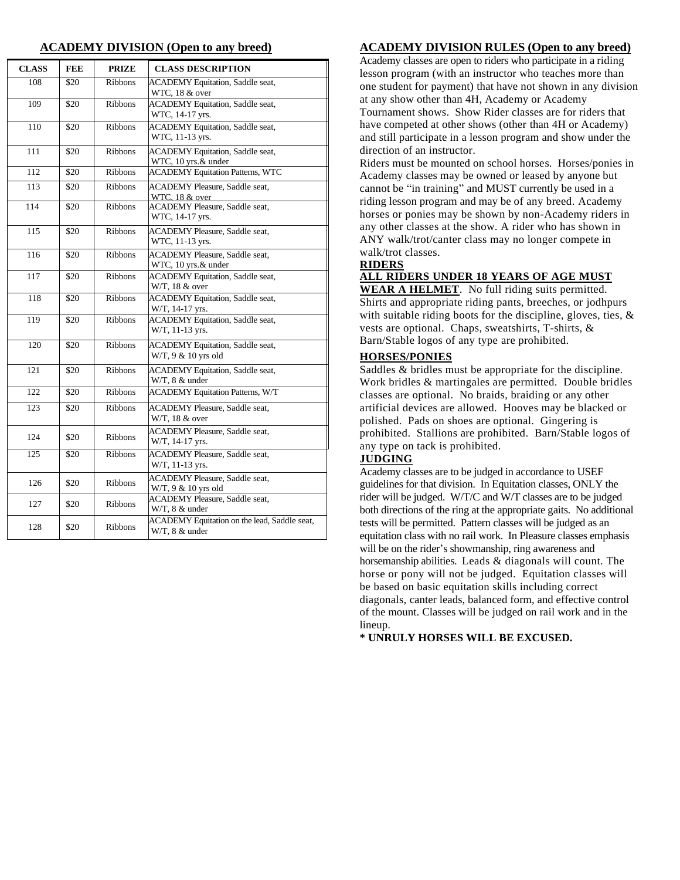## ACADEMY DIVISION (Open to any breed)

| CLASS | FEE | PRIZE | CLASS DESCRIPTION |
|---|---|---|---|
| 108 | $20 | Ribbons | ACADEMY Equitation, Saddle seat, WTC, 18 & over |
| 109 | $20 | Ribbons | ACADEMY Equitation, Saddle seat, WTC, 14-17 yrs. |
| 110 | $20 | Ribbons | ACADEMY Equitation, Saddle seat, WTC, 11-13 yrs. |
| 111 | $20 | Ribbons | ACADEMY Equitation, Saddle seat, WTC, 10 yrs.& under |
| 112 | $20 | Ribbons | ACADEMY Equitation Patterns, WTC |
| 113 | $20 | Ribbons | ACADEMY Pleasure, Saddle seat, WTC, 18 & over |
| 114 | $20 | Ribbons | ACADEMY Pleasure, Saddle seat, WTC, 14-17 yrs. |
| 115 | $20 | Ribbons | ACADEMY Pleasure, Saddle seat, WTC, 11-13 yrs. |
| 116 | $20 | Ribbons | ACADEMY Pleasure, Saddle seat, WTC, 10 yrs.& under |
| 117 | $20 | Ribbons | ACADEMY Equitation, Saddle seat, W/T, 18 & over |
| 118 | $20 | Ribbons | ACADEMY Equitation, Saddle seat, W/T, 14-17 yrs. |
| 119 | $20 | Ribbons | ACADEMY Equitation, Saddle seat, W/T, 11-13 yrs. |
| 120 | $20 | Ribbons | ACADEMY Equitation, Saddle seat, W/T, 9 & 10 yrs old |
| 121 | $20 | Ribbons | ACADEMY Equitation, Saddle seat, W/T, 8 & under |
| 122 | $20 | Ribbons | ACADEMY Equitation Patterns, W/T |
| 123 | $20 | Ribbons | ACADEMY Pleasure, Saddle seat, W/T, 18 & over |
| 124 | $20 | Ribbons | ACADEMY Pleasure, Saddle seat, W/T, 14-17 yrs. |
| 125 | $20 | Ribbons | ACADEMY Pleasure, Saddle seat, W/T, 11-13 yrs. |
| 126 | $20 | Ribbons | ACADEMY Pleasure, Saddle seat, W/T, 9 & 10 yrs old |
| 127 | $20 | Ribbons | ACADEMY Pleasure, Saddle seat, W/T, 8 & under |
| 128 | $20 | Ribbons | ACADEMY Equitation on the lead, Saddle seat, W/T, 8 & under |

## ACADEMY DIVISION RULES (Open to any breed)

Academy classes are open to riders who participate in a riding lesson program (with an instructor who teaches more than one student for payment) that have not shown in any division at any show other than 4H, Academy or Academy Tournament shows. Show Rider classes are for riders that have competed at other shows (other than 4H or Academy) and still participate in a lesson program and show under the direction of an instructor.

Riders must be mounted on school horses. Horses/ponies in Academy classes may be owned or leased by anyone but cannot be "in training" and MUST currently be used in a riding lesson program and may be of any breed. Academy horses or ponies may be shown by non-Academy riders in any other classes at the show. A rider who has shown in ANY walk/trot/canter class may no longer compete in walk/trot classes.

### RIDERS

**ALL RIDERS UNDER 18 YEARS OF AGE MUST WEAR A HELMET**. No full riding suits permitted. Shirts and appropriate riding pants, breeches, or jodhpurs with suitable riding boots for the discipline, gloves, ties, & vests are optional. Chaps, sweatshirts, T-shirts, & Barn/Stable logos of any type are prohibited.

### HORSES/PONIES

Saddles & bridles must be appropriate for the discipline. Work bridles & martingales are permitted. Double bridles classes are optional. No braids, braiding or any other artificial devices are allowed. Hooves may be blacked or polished. Pads on shoes are optional. Gingering is prohibited. Stallions are prohibited. Barn/Stable logos of any type on tack is prohibited.

### JUDGING

Academy classes are to be judged in accordance to USEF guidelines for that division. In Equitation classes, ONLY the rider will be judged. W/T/C and W/T classes are to be judged both directions of the ring at the appropriate gaits. No additional tests will be permitted. Pattern classes will be judged as an equitation class with no rail work. In Pleasure classes emphasis will be on the rider's showmanship, ring awareness and horsemanship abilities. Leads & diagonals will count. The horse or pony will not be judged. Equitation classes will be based on basic equitation skills including correct diagonals, canter leads, balanced form, and effective control of the mount. Classes will be judged on rail work and in the lineup.

**\* UNRULY HORSES WILL BE EXCUSED.**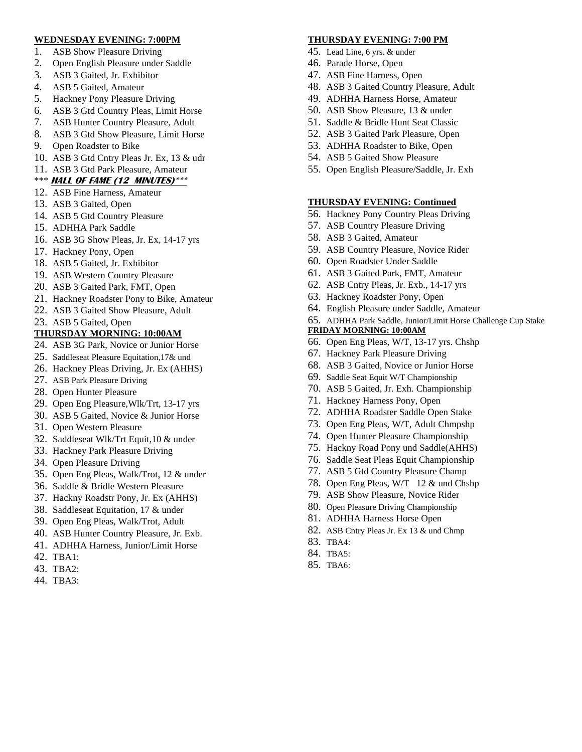**WEDNESDAY EVENING: 7:00PM**

1. ASB Show Pleasure Driving
2. Open English Pleasure under Saddle
3. ASB 3 Gaited, Jr. Exhibitor
4. ASB 5 Gaited, Amateur
5. Hackney Pony Pleasure Driving
6. ASB 3 Gtd Country Pleas, Limit Horse
7. ASB Hunter Country Pleasure, Adult
8. ASB 3 Gtd Show Pleasure, Limit Horse
9. Open Roadster to Bike
10. ASB 3 Gtd Cntry Pleas Jr. Ex, 13 & udr
11. ASB 3 Gtd Park Pleasure, Amateur

*** ***HALL OF FAME (12 MINUTES)*** ***

12. ASB Fine Harness, Amateur
13. ASB 3 Gaited, Open
14. ASB 5 Gtd Country Pleasure
15. ADHHA Park Saddle
16. ASB 3G Show Pleas, Jr. Ex, 14-17 yrs
17. Hackney Pony, Open
18. ASB 5 Gaited, Jr. Exhibitor
19. ASB Western Country Pleasure
20. ASB 3 Gaited Park, FMT, Open
21. Hackney Roadster Pony to Bike, Amateur
22. ASB 3 Gaited Show Pleasure, Adult
23. ASB 5 Gaited, Open

**THURSDAY MORNING: 10:00AM**

24. ASB 3G Park, Novice or Junior Horse
25. Saddleseat Pleasure Equitation,17& und
26. Hackney Pleas Driving, Jr. Ex (AHHS)
27. ASB Park Pleasure Driving
28. Open Hunter Pleasure
29. Open Eng Pleasure,Wlk/Trt, 13-17 yrs
30. ASB 5 Gaited, Novice & Junior Horse
31. Open Western Pleasure
32. Saddleseat Wlk/Trt Equit,10 & under
33. Hackney Park Pleasure Driving
34. Open Pleasure Driving
35. Open Eng Pleas, Walk/Trot, 12 & under
36. Saddle & Bridle Western Pleasure
37. Hackny Roadstr Pony, Jr. Ex (AHHS)
38. Saddleseat Equitation, 17 & under
39. Open Eng Pleas, Walk/Trot, Adult
40. ASB Hunter Country Pleasure, Jr. Exb.
41. ADHHA Harness, Junior/Limit Horse
42. TBA1:
43. TBA2:
44. TBA3:

**THURSDAY EVENING: 7:00 PM**

45. Lead Line, 6 yrs. & under
46. Parade Horse, Open
47. ASB Fine Harness, Open
48. ASB 3 Gaited Country Pleasure, Adult
49. ADHHA Harness Horse, Amateur
50. ASB Show Pleasure, 13 & under
51. Saddle & Bridle Hunt Seat Classic
52. ASB 3 Gaited Park Pleasure, Open
53. ADHHA Roadster to Bike, Open
54. ASB 5 Gaited Show Pleasure
55. Open English Pleasure/Saddle, Jr. Exh

**THURSDAY EVENING: Continued**

56. Hackney Pony Country Pleas Driving
57. ASB Country Pleasure Driving
58. ASB 3 Gaited, Amateur
59. ASB Country Pleasure, Novice Rider
60. Open Roadster Under Saddle
61. ASB 3 Gaited Park, FMT, Amateur
62. ASB Cntry Pleas, Jr. Exb., 14-17 yrs
63. Hackney Roadster Pony, Open
64. English Pleasure under Saddle, Amateur
65. ADHHA Park Saddle, Junior/Limit Horse Challenge Cup Stake

**FRIDAY MORNING: 10:00AM**

66. Open Eng Pleas, W/T, 13-17 yrs. Chshp
67. Hackney Park Pleasure Driving
68. ASB 3 Gaited, Novice or Junior Horse
69. Saddle Seat Equit W/T Championship
70. ASB 5 Gaited, Jr. Exh. Championship
71. Hackney Harness Pony, Open
72. ADHHA Roadster Saddle Open Stake
73. Open Eng Pleas, W/T, Adult Chmpshp
74. Open Hunter Pleasure Championship
75. Hackny Road Pony und Saddle(AHHS)
76. Saddle Seat Pleas Equit Championship
77. ASB 5 Gtd Country Pleasure Champ
78. Open Eng Pleas, W/T 12 & und Chshp
79. ASB Show Pleasure, Novice Rider
80. Open Pleasure Driving Championship
81. ADHHA Harness Horse Open
82. ASB Cntry Pleas Jr. Ex 13 & und Chmp
83. TBA4:
84. TBA5:
85. TBA6: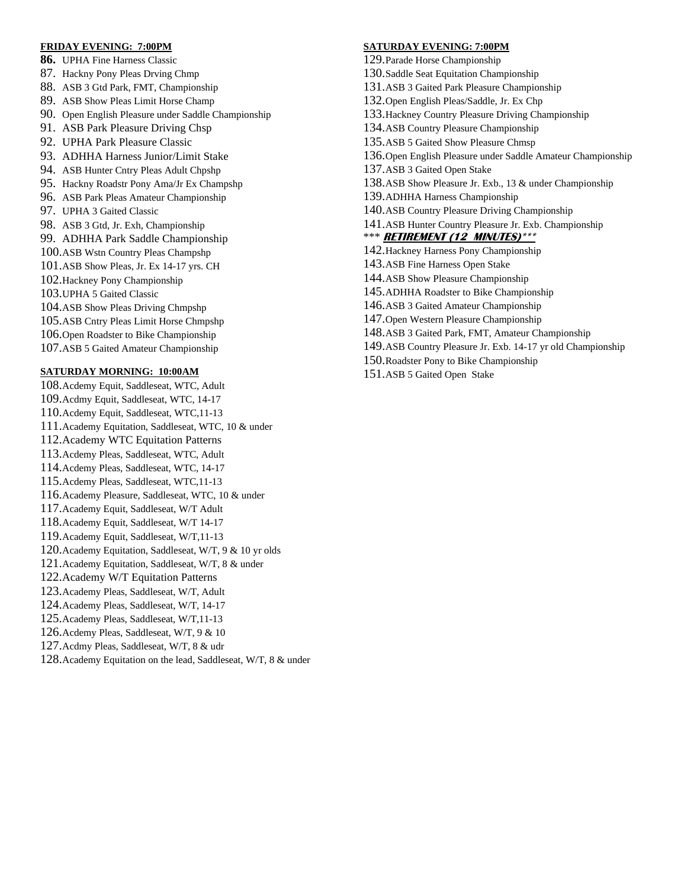**FRIDAY EVENING: 7:00PM**

86. UPHA Fine Harness Classic
87. Hackny Pony Pleas Drving Chmp
88. ASB 3 Gtd Park, FMT, Championship
89. ASB Show Pleas Limit Horse Champ
90. Open English Pleasure under Saddle Championship
91. ASB Park Pleasure Driving Chsp
92. UPHA Park Pleasure Classic
93. ADHHA Harness Junior/Limit Stake
94. ASB Hunter Cntry Pleas Adult Chpshp
95. Hackny Roadstr Pony Ama/Jr Ex Champshp
96. ASB Park Pleas Amateur Championship
97. UPHA 3 Gaited Classic
98. ASB 3 Gtd, Jr. Exh, Championship
99. ADHHA Park Saddle Championship
100. ASB Wstn Country Pleas Champshp
101. ASB Show Pleas, Jr. Ex 14-17 yrs. CH
102. Hackney Pony Championship
103. UPHA 5 Gaited Classic
104. ASB Show Pleas Driving Chmpshp
105. ASB Cntry Pleas Limit Horse Chmpshp
106. Open Roadster to Bike Championship
107. ASB 5 Gaited Amateur Championship

**SATURDAY MORNING: 10:00AM**

108. Acdemy Equit, Saddleseat, WTC, Adult
109. Acdmy Equit, Saddleseat, WTC, 14-17
110. Acdemy Equit, Saddleseat, WTC,11-13
111. Academy Equitation, Saddleseat, WTC, 10 & under
112. Academy WTC Equitation Patterns
113. Acdemy Pleas, Saddleseat, WTC, Adult
114. Acdemy Pleas, Saddleseat, WTC, 14-17
115. Acdemy Pleas, Saddleseat, WTC,11-13
116. Academy Pleasure, Saddleseat, WTC, 10 & under
117. Academy Equit, Saddleseat, W/T Adult
118. Academy Equit, Saddleseat, W/T 14-17
119. Academy Equit, Saddleseat, W/T,11-13
120. Academy Equitation, Saddleseat, W/T, 9 & 10 yr olds
121. Academy Equitation, Saddleseat, W/T, 8 & under
122. Academy W/T Equitation Patterns
123. Academy Pleas, Saddleseat, W/T, Adult
124. Academy Pleas, Saddleseat, W/T, 14-17
125. Academy Pleas, Saddleseat, W/T,11-13
126. Acdemy Pleas, Saddleseat, W/T, 9 & 10
127. Acdmy Pleas, Saddleseat, W/T, 8 & udr
128. Academy Equitation on the lead, Saddleseat, W/T, 8 & under

**SATURDAY EVENING: 7:00PM**

129. Parade Horse Championship
130. Saddle Seat Equitation Championship
131. ASB 3 Gaited Park Pleasure Championship
132. Open English Pleas/Saddle, Jr. Ex Chp
133. Hackney Country Pleasure Driving Championship
134. ASB Country Pleasure Championship
135. ASB 5 Gaited Show Pleasure Chmsp
136. Open English Pleasure under Saddle Amateur Championship
137. ASB 3 Gaited Open Stake
138. ASB Show Pleasure Jr. Exb., 13 & under Championship
139. ADHHA Harness Championship
140. ASB Country Pleasure Driving Championship
141. ASB Hunter Country Pleasure Jr. Exb. Championship

*** ***RETIREMENT (12 MINUTES)*** ***

142. Hackney Harness Pony Championship
143. ASB Fine Harness Open Stake
144. ASB Show Pleasure Championship
145. ADHHA Roadster to Bike Championship
146. ASB 3 Gaited Amateur Championship
147. Open Western Pleasure Championship
148. ASB 3 Gaited Park, FMT, Amateur Championship
149. ASB Country Pleasure Jr. Exb. 14-17 yr old Championship
150. Roadster Pony to Bike Championship
151. ASB 5 Gaited Open Stake